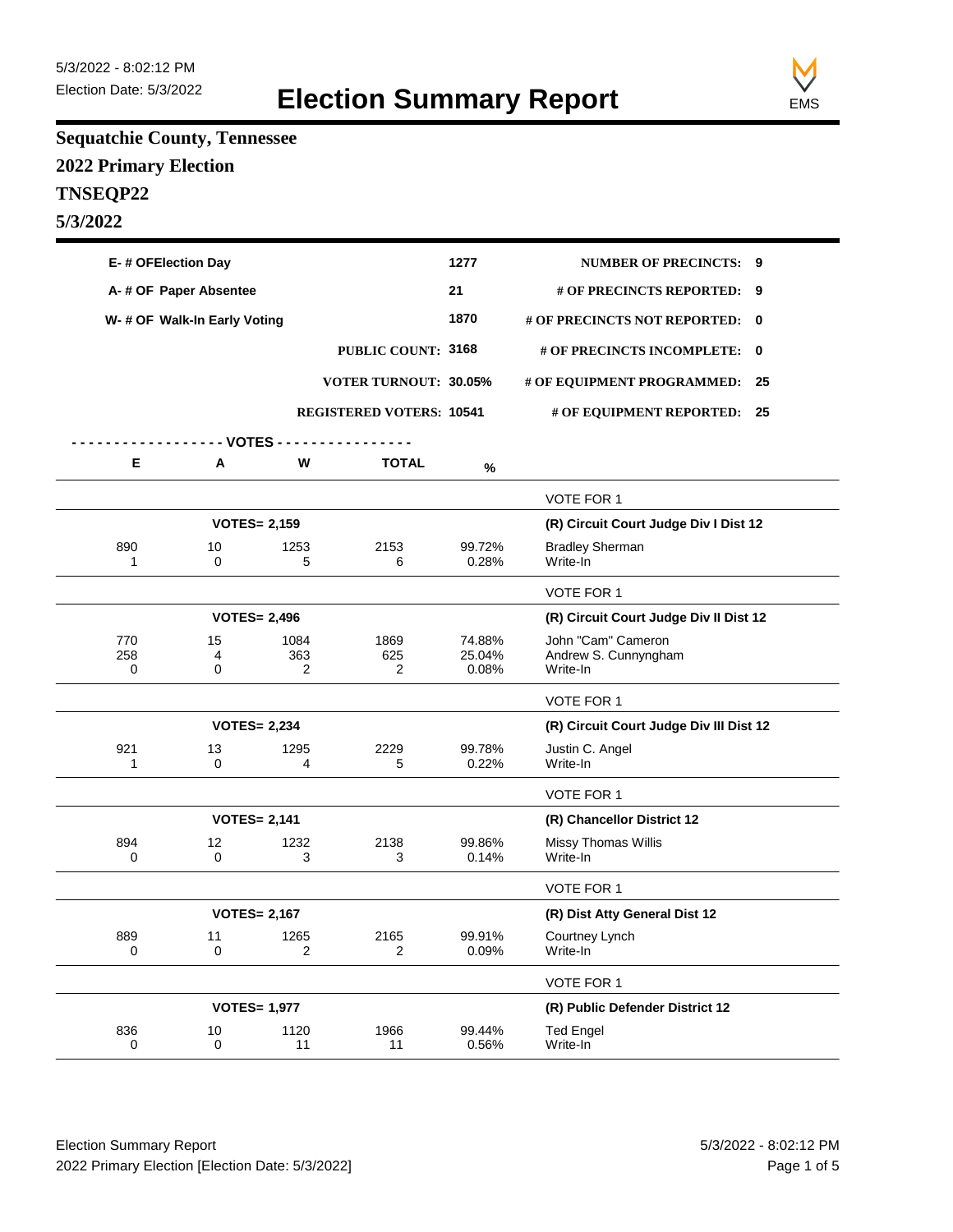5/3/2022 - 8:02:12 PM
Election Date: 5/3/2022

# Election Summary Report

EMS

## Sequatchie County, Tennessee
## 2022 Primary Election
## TNSEQP22
## 5/3/2022

| | | | |
|---|---|---|---|
| E- # OF Election Day | 1277 | NUMBER OF PRECINCTS: | 9 |
| A- # OF Paper Absentee | 21 | # OF PRECINCTS REPORTED: | 9 |
| W- # OF Walk-In Early Voting | 1870 | # OF PRECINCTS NOT REPORTED: | 0 |
| PUBLIC COUNT: | 3168 | # OF PRECINCTS INCOMPLETE: | 0 |
| VOTER TURNOUT: | 30.05% | # OF EQUIPMENT PROGRAMMED: | 25 |
| REGISTERED VOTERS: | 10541 | # OF EQUIPMENT REPORTED: | 25 |

| E | A | W | TOTAL | % | |
|---|---|---|---|---|---|
| | | | | | VOTE FOR 1 |
| | VOTES= 2,159 | | | | **(R) Circuit Court Judge Div I Dist 12** |
| 890 | 10 | 1253 | 2153 | 99.72% | Bradley Sherman |
| 1 | 0 | 5 | 6 | 0.28% | Write-In |
| | | | | | VOTE FOR 1 |
| | VOTES= 2,496 | | | | **(R) Circuit Court Judge Div II Dist 12** |
| 770 | 15 | 1084 | 1869 | 74.88% | John "Cam" Cameron |
| 258 | 4 | 363 | 625 | 25.04% | Andrew S. Cunnyngham |
| 0 | 0 | 2 | 2 | 0.08% | Write-In |
| | | | | | VOTE FOR 1 |
| | VOTES= 2,234 | | | | **(R) Circuit Court Judge Div III Dist 12** |
| 921 | 13 | 1295 | 2229 | 99.78% | Justin C. Angel |
| 1 | 0 | 4 | 5 | 0.22% | Write-In |
| | | | | | VOTE FOR 1 |
| | VOTES= 2,141 | | | | **(R) Chancellor District 12** |
| 894 | 12 | 1232 | 2138 | 99.86% | Missy Thomas Willis |
| 0 | 0 | 3 | 3 | 0.14% | Write-In |
| | | | | | VOTE FOR 1 |
| | VOTES= 2,167 | | | | **(R) Dist Atty General Dist 12** |
| 889 | 11 | 1265 | 2165 | 99.91% | Courtney Lynch |
| 0 | 0 | 2 | 2 | 0.09% | Write-In |
| | | | | | VOTE FOR 1 |
| | VOTES= 1,977 | | | | **(R) Public Defender District 12** |
| 836 | 10 | 1120 | 1966 | 99.44% | Ted Engel |
| 0 | 0 | 11 | 11 | 0.56% | Write-In |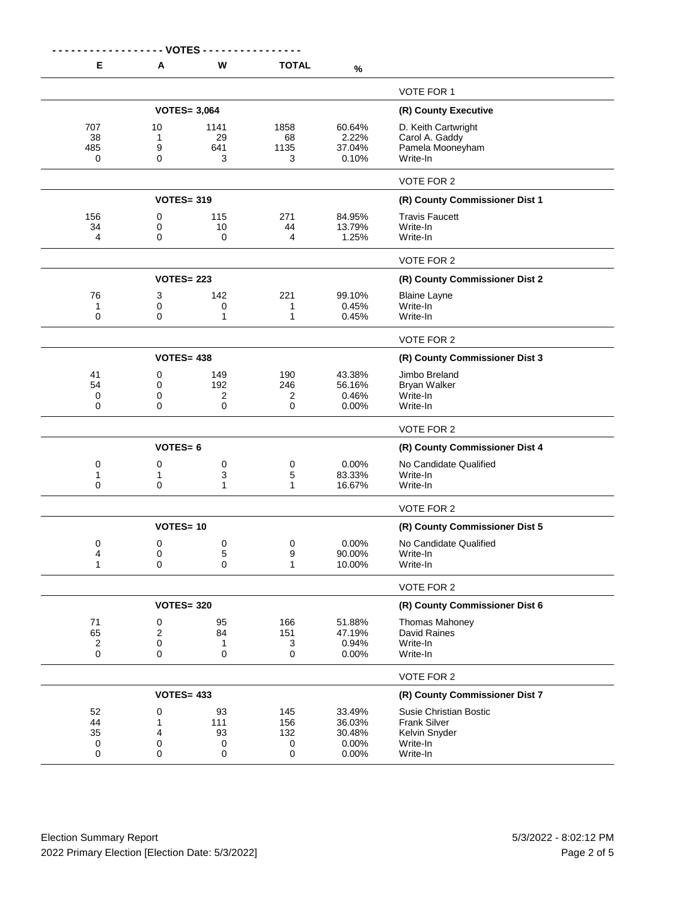| E | A | W | TOTAL | % | |
|---|---|---|---|---|---|
| | | | | | VOTE FOR 1 |
| | VOTES= 3,064 | | | | **(R) County Executive** |
| 707 | 10 | 1141 | 1858 | 60.64% | D. Keith Cartwright |
| 38 | 1 | 29 | 68 | 2.22% | Carol A. Gaddy |
| 485 | 9 | 641 | 1135 | 37.04% | Pamela Mooneyham |
| 0 | 0 | 3 | 3 | 0.10% | Write-In |
| | | | | | VOTE FOR 2 |
| | VOTES= 319 | | | | **(R) County Commissioner Dist 1** |
| 156 | 0 | 115 | 271 | 84.95% | Travis Faucett |
| 34 | 0 | 10 | 44 | 13.79% | Write-In |
| 4 | 0 | 0 | 4 | 1.25% | Write-In |
| | | | | | VOTE FOR 2 |
| | VOTES= 223 | | | | **(R) County Commissioner Dist 2** |
| 76 | 3 | 142 | 221 | 99.10% | Blaine Layne |
| 1 | 0 | 0 | 1 | 0.45% | Write-In |
| 0 | 0 | 1 | 1 | 0.45% | Write-In |
| | | | | | VOTE FOR 2 |
| | VOTES= 438 | | | | **(R) County Commissioner Dist 3** |
| 41 | 0 | 149 | 190 | 43.38% | Jimbo Breland |
| 54 | 0 | 192 | 246 | 56.16% | Bryan Walker |
| 0 | 0 | 2 | 2 | 0.46% | Write-In |
| 0 | 0 | 0 | 0 | 0.00% | Write-In |
| | | | | | VOTE FOR 2 |
| | VOTES= 6 | | | | **(R) County Commissioner Dist 4** |
| 0 | 0 | 0 | 0 | 0.00% | No Candidate Qualified |
| 1 | 1 | 3 | 5 | 83.33% | Write-In |
| 0 | 0 | 1 | 1 | 16.67% | Write-In |
| | | | | | VOTE FOR 2 |
| | VOTES= 10 | | | | **(R) County Commissioner Dist 5** |
| 0 | 0 | 0 | 0 | 0.00% | No Candidate Qualified |
| 4 | 0 | 5 | 9 | 90.00% | Write-In |
| 1 | 0 | 0 | 1 | 10.00% | Write-In |
| | | | | | VOTE FOR 2 |
| | VOTES= 320 | | | | **(R) County Commissioner Dist 6** |
| 71 | 0 | 95 | 166 | 51.88% | Thomas Mahoney |
| 65 | 2 | 84 | 151 | 47.19% | David Raines |
| 2 | 0 | 1 | 3 | 0.94% | Write-In |
| 0 | 0 | 0 | 0 | 0.00% | Write-In |
| | | | | | VOTE FOR 2 |
| | VOTES= 433 | | | | **(R) County Commissioner Dist 7** |
| 52 | 0 | 93 | 145 | 33.49% | Susie Christian Bostic |
| 44 | 1 | 111 | 156 | 36.03% | Frank Silver |
| 35 | 4 | 93 | 132 | 30.48% | Kelvin Snyder |
| 0 | 0 | 0 | 0 | 0.00% | Write-In |
| 0 | 0 | 0 | 0 | 0.00% | Write-In |

Election Summary Report
2022 Primary Election [Election Date: 5/3/2022]

5/3/2022 - 8:02:12 PM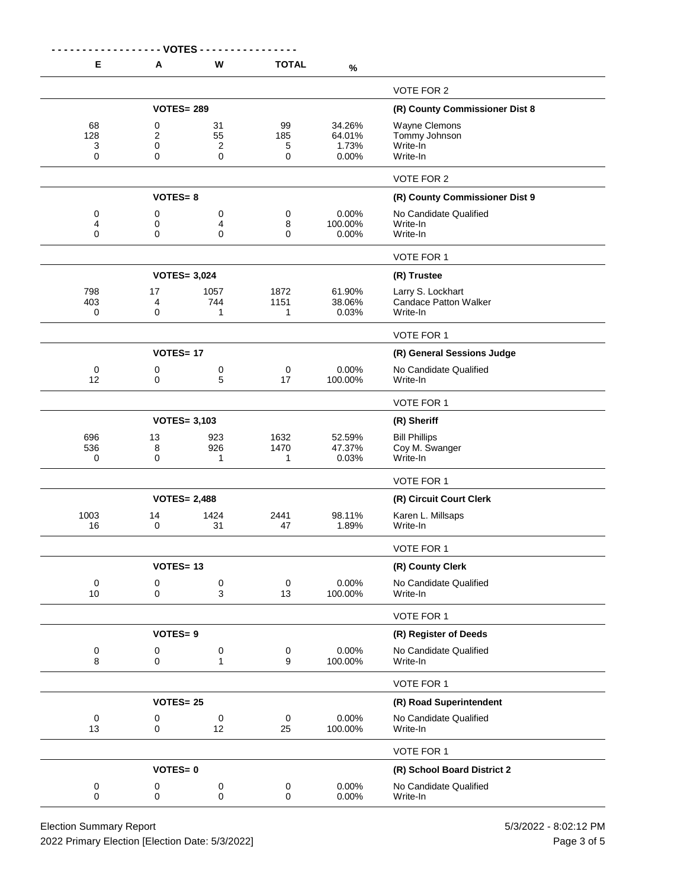| E | A | W | TOTAL | % | |
|---|---|---|---|---|---|
| | | | | | VOTE FOR 2 |
| | **VOTES= 289** | | | | **(R) County Commissioner Dist 8** |
| 68 | 0 | 31 | 99 | 34.26% | Wayne Clemons |
| 128 | 2 | 55 | 185 | 64.01% | Tommy Johnson |
| 3 | 0 | 2 | 5 | 1.73% | Write-In |
| 0 | 0 | 0 | 0 | 0.00% | Write-In |
| | | | | | VOTE FOR 2 |
| | **VOTES= 8** | | | | **(R) County Commissioner Dist 9** |
| 0 | 0 | 0 | 0 | 0.00% | No Candidate Qualified |
| 4 | 0 | 4 | 8 | 100.00% | Write-In |
| 0 | 0 | 0 | 0 | 0.00% | Write-In |
| | | | | | VOTE FOR 1 |
| | **VOTES= 3,024** | | | | **(R) Trustee** |
| 798 | 17 | 1057 | 1872 | 61.90% | Larry S. Lockhart |
| 403 | 4 | 744 | 1151 | 38.06% | Candace Patton Walker |
| 0 | 0 | 1 | 1 | 0.03% | Write-In |
| | | | | | VOTE FOR 1 |
| | **VOTES= 17** | | | | **(R) General Sessions Judge** |
| 0 | 0 | 0 | 0 | 0.00% | No Candidate Qualified |
| 12 | 0 | 5 | 17 | 100.00% | Write-In |
| | | | | | VOTE FOR 1 |
| | **VOTES= 3,103** | | | | **(R) Sheriff** |
| 696 | 13 | 923 | 1632 | 52.59% | Bill Phillips |
| 536 | 8 | 926 | 1470 | 47.37% | Coy M. Swanger |
| 0 | 0 | 1 | 1 | 0.03% | Write-In |
| | | | | | VOTE FOR 1 |
| | **VOTES= 2,488** | | | | **(R) Circuit Court Clerk** |
| 1003 | 14 | 1424 | 2441 | 98.11% | Karen L. Millsaps |
| 16 | 0 | 31 | 47 | 1.89% | Write-In |
| | | | | | VOTE FOR 1 |
| | **VOTES= 13** | | | | **(R) County Clerk** |
| 0 | 0 | 0 | 0 | 0.00% | No Candidate Qualified |
| 10 | 0 | 3 | 13 | 100.00% | Write-In |
| | | | | | VOTE FOR 1 |
| | **VOTES= 9** | | | | **(R) Register of Deeds** |
| 0 | 0 | 0 | 0 | 0.00% | No Candidate Qualified |
| 8 | 0 | 1 | 9 | 100.00% | Write-In |
| | | | | | VOTE FOR 1 |
| | **VOTES= 25** | | | | **(R) Road Superintendent** |
| 0 | 0 | 0 | 0 | 0.00% | No Candidate Qualified |
| 13 | 0 | 12 | 25 | 100.00% | Write-In |
| | | | | | VOTE FOR 1 |
| | **VOTES= 0** | | | | **(R) School Board District 2** |
| 0 | 0 | 0 | 0 | 0.00% | No Candidate Qualified |
| 0 | 0 | 0 | 0 | 0.00% | Write-In |

Election Summary Report
2022 Primary Election [Election Date: 5/3/2022]
5/3/2022 - 8:02:12 PM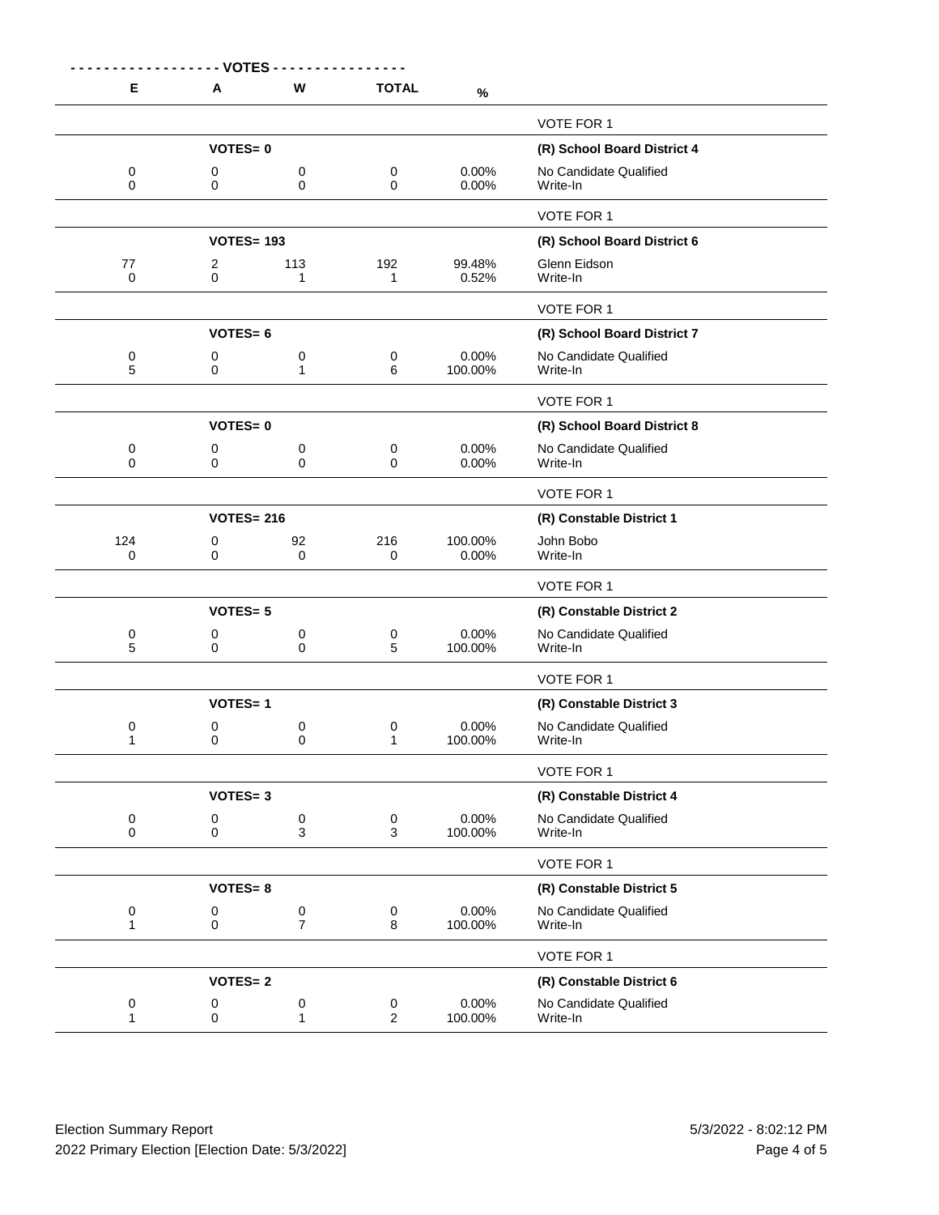| E | A | W | TOTAL | % | |
|---|---|---|---|---|---|
| | | | | | VOTE FOR 1 |
| | VOTES= 0 | | | | **(R) School Board District 4** |
| 0 | 0 | 0 | 0 | 0.00% | No Candidate Qualified |
| 0 | 0 | 0 | 0 | 0.00% | Write-In |
| | | | | | VOTE FOR 1 |
| | VOTES= 193 | | | | **(R) School Board District 6** |
| 77 | 2 | 113 | 192 | 99.48% | Glenn Eidson |
| 0 | 0 | 1 | 1 | 0.52% | Write-In |
| | | | | | VOTE FOR 1 |
| | VOTES= 6 | | | | **(R) School Board District 7** |
| 0 | 0 | 0 | 0 | 0.00% | No Candidate Qualified |
| 5 | 0 | 1 | 6 | 100.00% | Write-In |
| | | | | | VOTE FOR 1 |
| | VOTES= 0 | | | | **(R) School Board District 8** |
| 0 | 0 | 0 | 0 | 0.00% | No Candidate Qualified |
| 0 | 0 | 0 | 0 | 0.00% | Write-In |
| | | | | | VOTE FOR 1 |
| | VOTES= 216 | | | | **(R) Constable District 1** |
| 124 | 0 | 92 | 216 | 100.00% | John Bobo |
| 0 | 0 | 0 | 0 | 0.00% | Write-In |
| | | | | | VOTE FOR 1 |
| | VOTES= 5 | | | | **(R) Constable District 2** |
| 0 | 0 | 0 | 0 | 0.00% | No Candidate Qualified |
| 5 | 0 | 0 | 5 | 100.00% | Write-In |
| | | | | | VOTE FOR 1 |
| | VOTES= 1 | | | | **(R) Constable District 3** |
| 0 | 0 | 0 | 0 | 0.00% | No Candidate Qualified |
| 1 | 0 | 0 | 1 | 100.00% | Write-In |
| | | | | | VOTE FOR 1 |
| | VOTES= 3 | | | | **(R) Constable District 4** |
| 0 | 0 | 0 | 0 | 0.00% | No Candidate Qualified |
| 0 | 0 | 3 | 3 | 100.00% | Write-In |
| | | | | | VOTE FOR 1 |
| | VOTES= 8 | | | | **(R) Constable District 5** |
| 0 | 0 | 0 | 0 | 0.00% | No Candidate Qualified |
| 1 | 0 | 7 | 8 | 100.00% | Write-In |
| | | | | | VOTE FOR 1 |
| | VOTES= 2 | | | | **(R) Constable District 6** |
| 0 | 0 | 0 | 0 | 0.00% | No Candidate Qualified |
| 1 | 0 | 1 | 2 | 100.00% | Write-In |

Election Summary Report
2022 Primary Election [Election Date: 5/3/2022]
5/3/2022 - 8:02:12 PM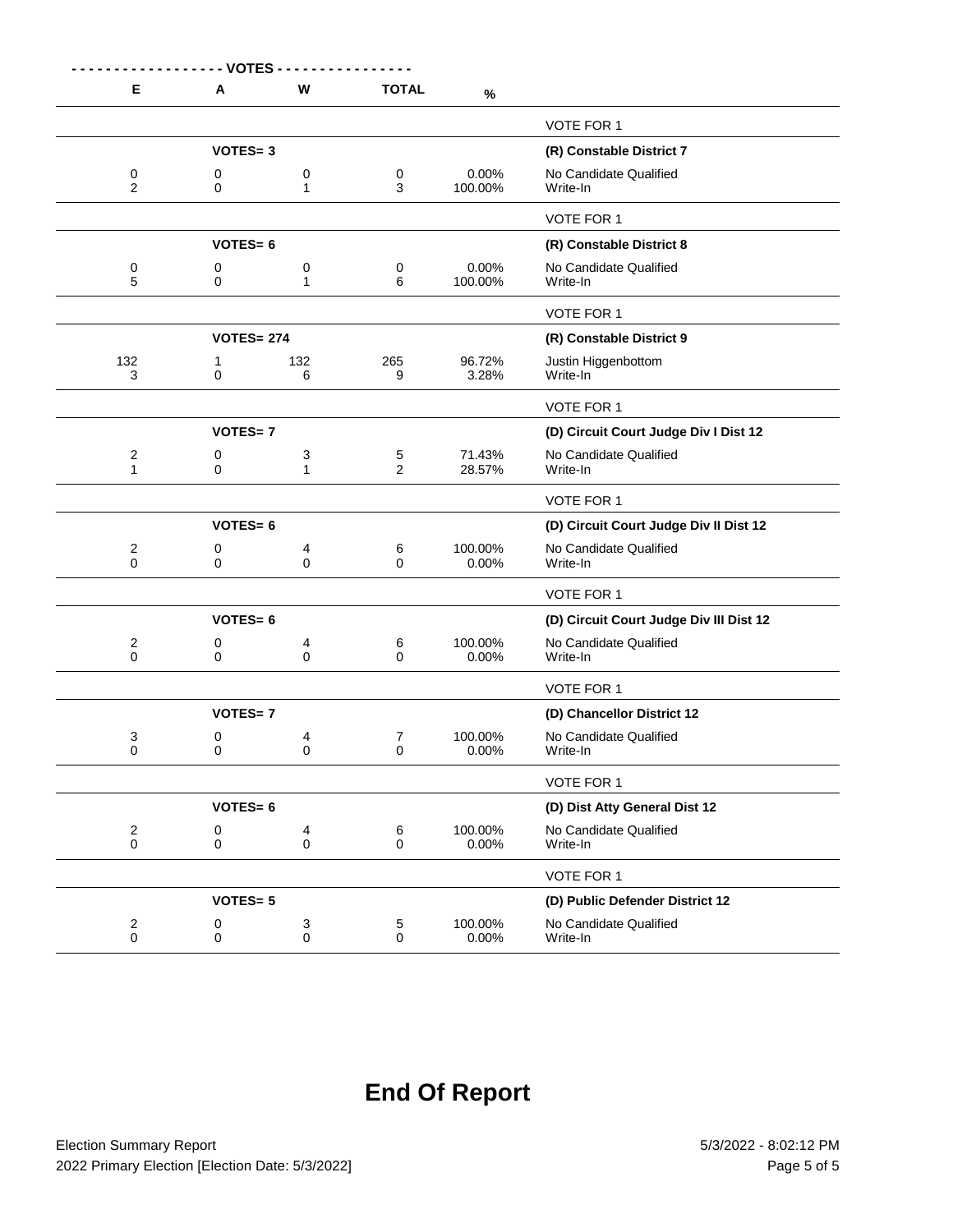| E | A | W | TOTAL | % | |
|---|---|---|---|---|---|
| | | | | | VOTE FOR 1 |
| | VOTES= 3 | | | | **(R) Constable District 7** |
| 0 | 0 | 0 | 0 | 0.00% | No Candidate Qualified |
| 2 | 0 | 1 | 3 | 100.00% | Write-In |
| | | | | | VOTE FOR 1 |
| | VOTES= 6 | | | | **(R) Constable District 8** |
| 0 | 0 | 0 | 0 | 0.00% | No Candidate Qualified |
| 5 | 0 | 1 | 6 | 100.00% | Write-In |
| | | | | | VOTE FOR 1 |
| | VOTES= 274 | | | | **(R) Constable District 9** |
| 132 | 1 | 132 | 265 | 96.72% | Justin Higgenbottom |
| 3 | 0 | 6 | 9 | 3.28% | Write-In |
| | | | | | VOTE FOR 1 |
| | VOTES= 7 | | | | **(D) Circuit Court Judge Div I Dist 12** |
| 2 | 0 | 3 | 5 | 71.43% | No Candidate Qualified |
| 1 | 0 | 1 | 2 | 28.57% | Write-In |
| | | | | | VOTE FOR 1 |
| | VOTES= 6 | | | | **(D) Circuit Court Judge Div II Dist 12** |
| 2 | 0 | 4 | 6 | 100.00% | No Candidate Qualified |
| 0 | 0 | 0 | 0 | 0.00% | Write-In |
| | | | | | VOTE FOR 1 |
| | VOTES= 6 | | | | **(D) Circuit Court Judge Div III Dist 12** |
| 2 | 0 | 4 | 6 | 100.00% | No Candidate Qualified |
| 0 | 0 | 0 | 0 | 0.00% | Write-In |
| | | | | | VOTE FOR 1 |
| | VOTES= 7 | | | | **(D) Chancellor District 12** |
| 3 | 0 | 4 | 7 | 100.00% | No Candidate Qualified |
| 0 | 0 | 0 | 0 | 0.00% | Write-In |
| | | | | | VOTE FOR 1 |
| | VOTES= 6 | | | | **(D) Dist Atty General Dist 12** |
| 2 | 0 | 4 | 6 | 100.00% | No Candidate Qualified |
| 0 | 0 | 0 | 0 | 0.00% | Write-In |
| | | | | | VOTE FOR 1 |
| | VOTES= 5 | | | | **(D) Public Defender District 12** |
| 2 | 0 | 3 | 5 | 100.00% | No Candidate Qualified |
| 0 | 0 | 0 | 0 | 0.00% | Write-In |

# End Of Report

Election Summary Report
2022 Primary Election [Election Date: 5/3/2022]
5/3/2022 - 8:02:12 PM